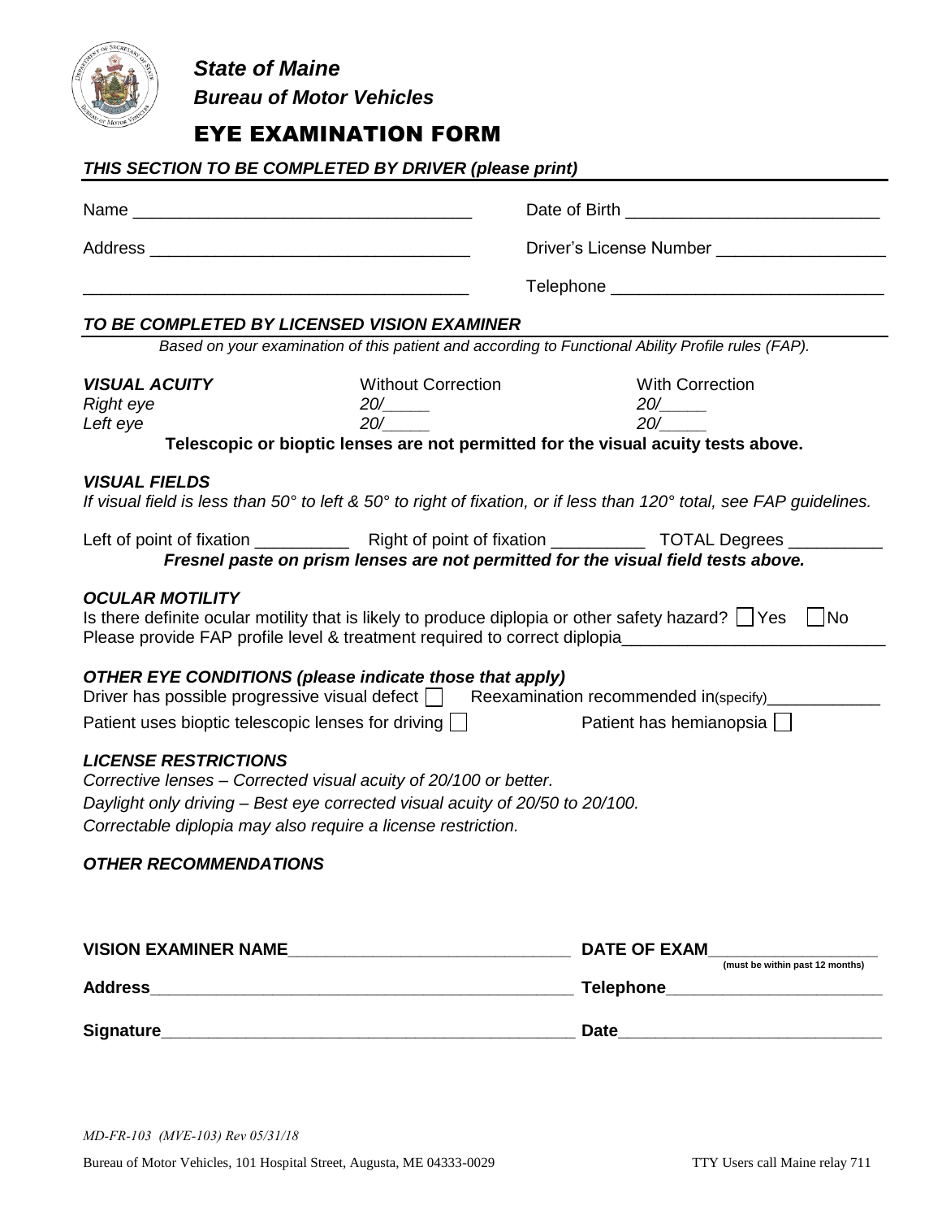# *State of Maine*

## *Bureau of Motor Vehicles*

## EYE EXAMINATION FORM

### *THIS SECTION TO BE COMPLETED BY DRIVER (please print)*

Name ___________________________________ Date of Birth ___________________________

Address _________________________________ Driver's License Number __________________

_______________________________________ Telephone _____________________________

### *TO BE COMPLETED BY LICENSED VISION EXAMINER*

*Based on your examination of this patient and according to Functional Ability Profile rules (FAP).*

| ***VISUAL ACUITY*** | Without Correction | With Correction |
|---|---|---|
| *Right eye* | *20/_____* | *20/_____* |
| *Left eye* | *20/_____* | *20/_____* |

**Telescopic or bioptic lenses are not permitted for the visual acuity tests above.**

***VISUAL FIELDS***

*If visual field is less than 50° to left & 50° to right of fixation, or if less than 120° total, see FAP guidelines.*

Left of point of fixation __________ Right of point of fixation __________ TOTAL Degrees __________

***Fresnel paste on prism lenses are not permitted for the visual field tests above.***

***OCULAR MOTILITY***

Is there definite ocular motility that is likely to produce diplopia or other safety hazard? ☐ Yes ☐ No

Please provide FAP profile level & treatment required to correct diplopia___________________________

***OTHER EYE CONDITIONS (please indicate those that apply)***

Driver has possible progressive visual defect ☐ Reexamination recommended in(specify)____________

Patient uses bioptic telescopic lenses for driving ☐ Patient has hemianopsia ☐

***LICENSE RESTRICTIONS***

*Corrective lenses – Corrected visual acuity of 20/100 or better.*

*Daylight only driving – Best eye corrected visual acuity of 20/50 to 20/100.*

*Correctable diplopia may also require a license restriction.*

***OTHER RECOMMENDATIONS***

**VISION EXAMINER NAME**______________________________ **DATE OF EXAM**_________________
**(must be within past 12 months)**

**Address**_______________________________________________ **Telephone**_______________________

**Signature**_____________________________________________ **Date**____________________________

*MD-FR-103 (MVE-103) Rev 05/31/18*

Bureau of Motor Vehicles, 101 Hospital Street, Augusta, ME 04333-0029 TTY Users call Maine relay 711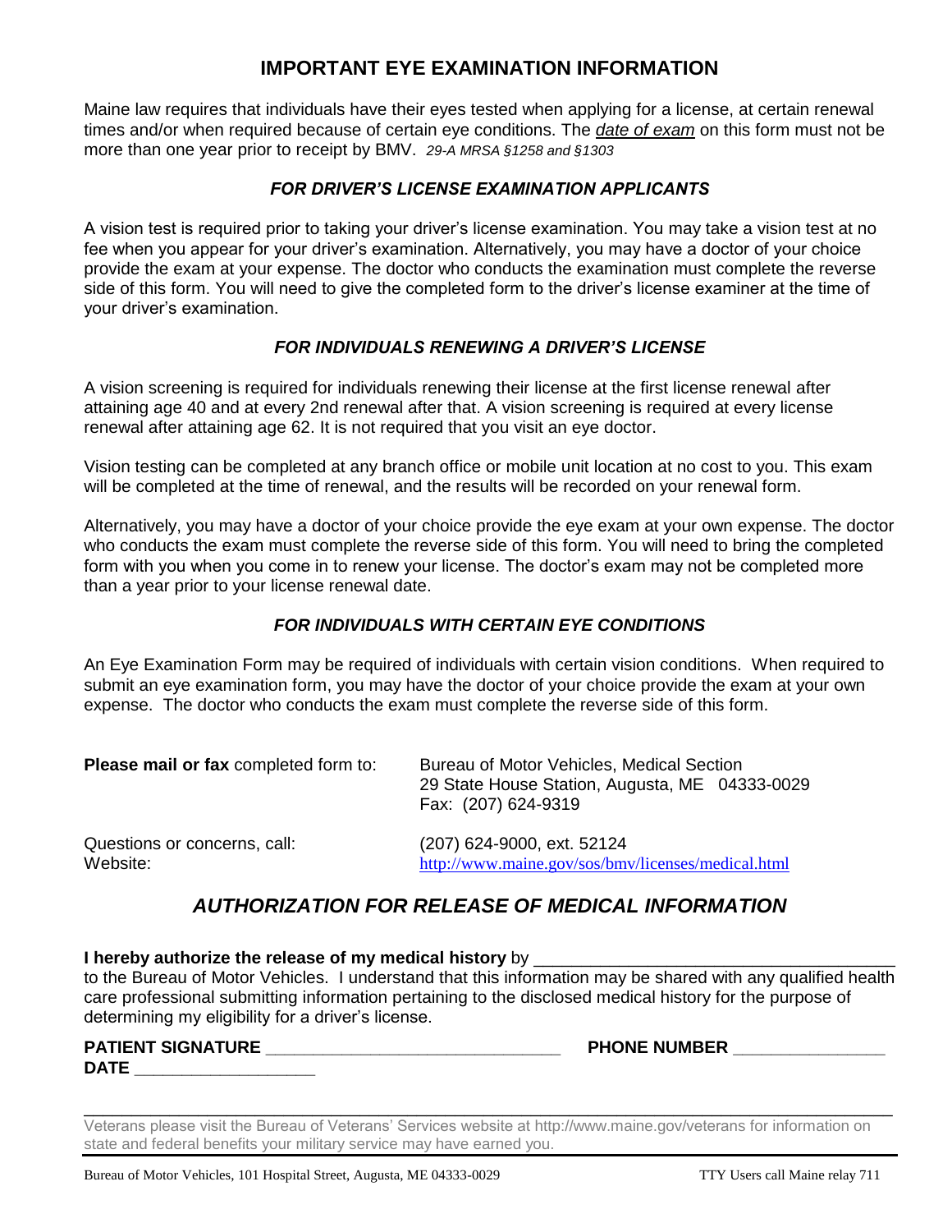# IMPORTANT EYE EXAMINATION INFORMATION

Maine law requires that individuals have their eyes tested when applying for a license, at certain renewal times and/or when required because of certain eye conditions. The ***date of exam*** on this form must not be more than one year prior to receipt by BMV. *29-A MRSA §1258 and §1303*

### *FOR DRIVER'S LICENSE EXAMINATION APPLICANTS*

A vision test is required prior to taking your driver's license examination. You may take a vision test at no fee when you appear for your driver's examination. Alternatively, you may have a doctor of your choice provide the exam at your expense. The doctor who conducts the examination must complete the reverse side of this form. You will need to give the completed form to the driver's license examiner at the time of your driver's examination.

### *FOR INDIVIDUALS RENEWING A DRIVER'S LICENSE*

A vision screening is required for individuals renewing their license at the first license renewal after attaining age 40 and at every 2nd renewal after that. A vision screening is required at every license renewal after attaining age 62. It is not required that you visit an eye doctor.

Vision testing can be completed at any branch office or mobile unit location at no cost to you. This exam will be completed at the time of renewal, and the results will be recorded on your renewal form.

Alternatively, you may have a doctor of your choice provide the eye exam at your own expense. The doctor who conducts the exam must complete the reverse side of this form. You will need to bring the completed form with you when you come in to renew your license. The doctor's exam may not be completed more than a year prior to your license renewal date.

### *FOR INDIVIDUALS WITH CERTAIN EYE CONDITIONS*

An Eye Examination Form may be required of individuals with certain vision conditions. When required to submit an eye examination form, you may have the doctor of your choice provide the exam at your own expense. The doctor who conducts the exam must complete the reverse side of this form.

**Please mail or fax** completed form to: Bureau of Motor Vehicles, Medical Section
29 State House Station, Augusta, ME 04333-0029
Fax: (207) 624-9319

Questions or concerns, call: (207) 624-9000, ext. 52124
Website: http://www.maine.gov/sos/bmv/licenses/medical.html

## *AUTHORIZATION FOR RELEASE OF MEDICAL INFORMATION*

**I hereby authorize the release of my medical history** by ______________________________________ to the Bureau of Motor Vehicles. I understand that this information may be shared with any qualified health care professional submitting information pertaining to the disclosed medical history for the purpose of determining my eligibility for a driver's license.

**PATIENT SIGNATURE** ________________________________ **PHONE NUMBER** ________________
**DATE** ___________________

Veterans please visit the Bureau of Veterans' Services website at http://www.maine.gov/veterans for information on state and federal benefits your military service may have earned you.

Bureau of Motor Vehicles, 101 Hospital Street, Augusta, ME 04333-0029 TTY Users call Maine relay 711